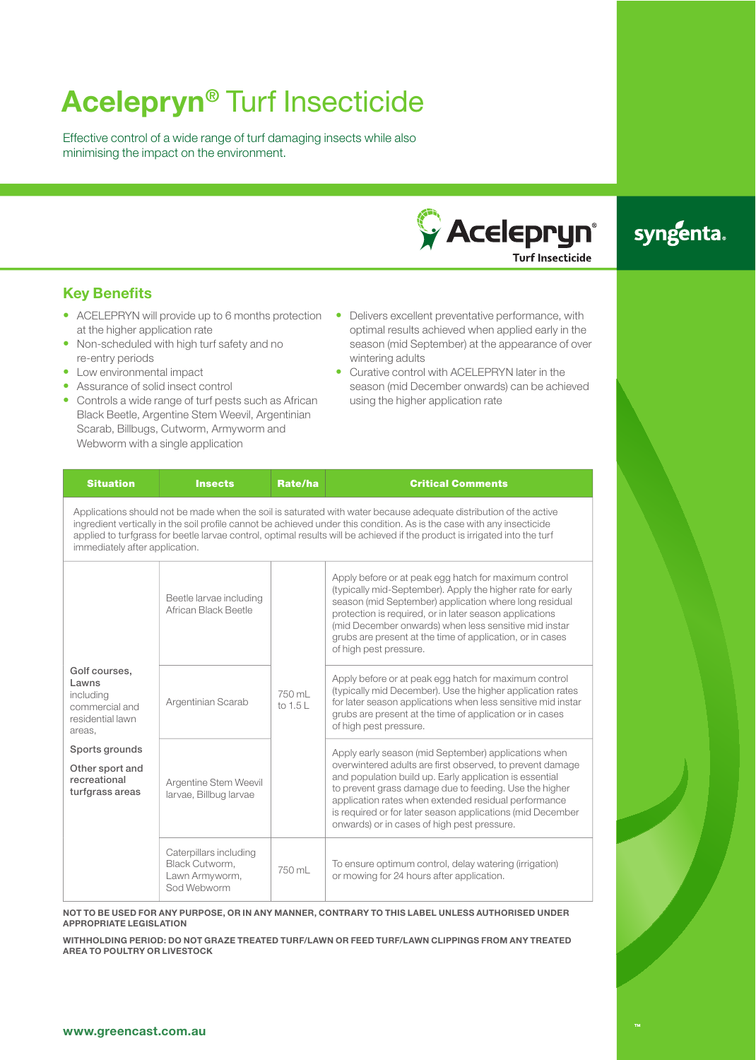# Acelepryn® Turf Insecticide

Effective control of a wide range of turf damaging insects while also minimising the impact on the environment.

## Key Benefits

- ACELEPRYN will provide up to 6 months protection at the higher application rate
- Non-scheduled with high turf safety and no re-entry periods
- Low environmental impact
- Assurance of solid insect control
- Controls a wide range of turf pests such as African Black Beetle, Argentine Stem Weevil, Argentinian Scarab, Billbugs, Cutworm, Armyworm and Webworm with a single application
- Delivers excellent preventative performance, with optimal results achieved when applied early in the season (mid September) at the appearance of over wintering adults
- Curative control with ACELEPRYN later in the season (mid December onwards) can be achieved using the higher application rate

| Situation | Insects | Rate/ha | Critical Comments |
|---|---|---|---|
| Applications should not be made when the soil is saturated with water because adequate distribution of the active ingredient vertically in the soil profile cannot be achieved under this condition. As is the case with any insecticide applied to turfgrass for beetle larvae control, optimal results will be achieved if the product is irrigated into the turf immediately after application. | | | |
| **Golf courses, Lawns** including commercial and residential lawn areas, **Sports grounds** **Other sport and recreational turfgrass areas** | Beetle larvae including African Black Beetle | 750 mL to 1.5 L | Apply before or at peak egg hatch for maximum control (typically mid-September). Apply the higher rate for early season (mid September) application where long residual protection is required, or in later season applications (mid December onwards) when less sensitive mid instar grubs are present at the time of application, or in cases of high pest pressure. |
| | Argentinian Scarab | | Apply before or at peak egg hatch for maximum control (typically mid December). Use the higher application rates for later season applications when less sensitive mid instar grubs are present at the time of application or in cases of high pest pressure. |
| | Argentine Stem Weevil larvae, Billbug larvae | | Apply early season (mid September) applications when overwintered adults are first observed, to prevent damage and population build up. Early application is essential to prevent grass damage due to feeding. Use the higher application rates when extended residual performance is required or for later season applications (mid December onwards) or in cases of high pest pressure. |
| | Caterpillars including Black Cutworm, Lawn Armyworm, Sod Webworm | 750 mL | To ensure optimum control, delay watering (irrigation) or mowing for 24 hours after application. |

**NOT TO BE USED FOR ANY PURPOSE, OR IN ANY MANNER, CONTRARY TO THIS LABEL UNLESS AUTHORISED UNDER APPROPRIATE LEGISLATION**

**WITHHOLDING PERIOD: DO NOT GRAZE TREATED TURF/LAWN OR FEED TURF/LAWN CLIPPINGS FROM ANY TREATED AREA TO POULTRY OR LIVESTOCK**

**www.greencast.com.au**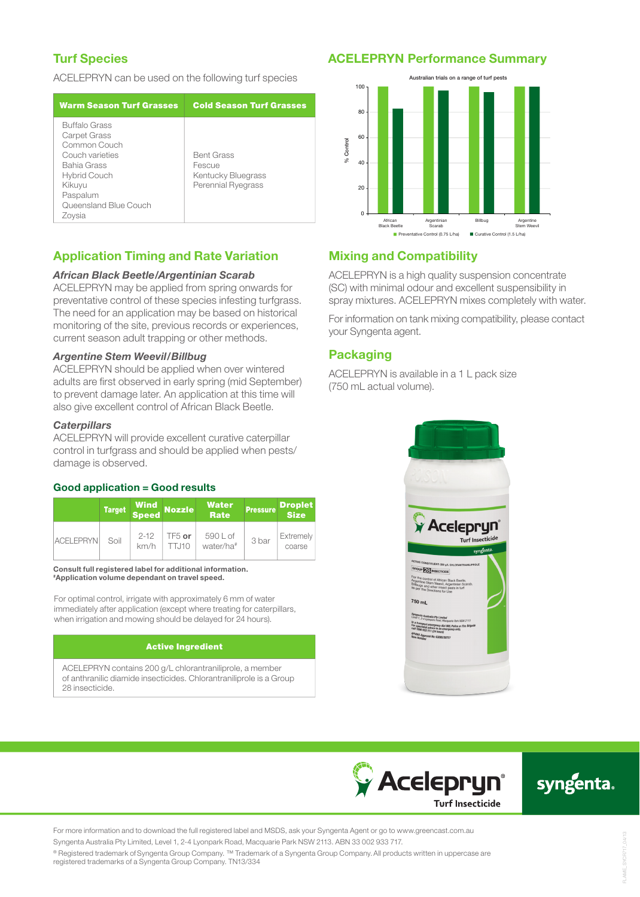## Turf Species

ACELEPRYN can be used on the following turf species

| Warm Season Turf Grasses | Cold Season Turf Grasses |
|---|---|
| Buffalo Grass<br>Carpet Grass<br>Common Couch<br>Couch varieties<br>Bahia Grass<br>Hybrid Couch<br>Kikuyu<br>Paspalum<br>Queensland Blue Couch<br>Zoysia | Bent Grass<br>Fescue<br>Kentucky Bluegrass<br>Perennial Ryegrass |

## Application Timing and Rate Variation

### *African Black Beetle/Argentinian Scarab*

ACELEPRYN may be applied from spring onwards for preventative control of these species infesting turfgrass. The need for an application may be based on historical monitoring of the site, previous records or experiences, current season adult trapping or other methods.

### *Argentine Stem Weevil/Billbug*

ACELEPRYN should be applied when over wintered adults are first observed in early spring (mid September) to prevent damage later. An application at this time will also give excellent control of African Black Beetle.

### *Caterpillars*

ACELEPRYN will provide excellent curative caterpillar control in turfgrass and should be applied when pests/damage is observed.

### Good application = Good results

| | Target | Wind Speed | Nozzle | Water Rate | Pressure | Droplet Size |
|---|---|---|---|---|---|---|
| ACELEPRYN | Soil | 2-12 km/h | TF5 **or** TTJ10 | 590 L of water/ha# | 3 bar | Extremely coarse |

**Consult full registered label for additional information.**
**#Application volume dependant on travel speed.**

For optimal control, irrigate with approximately 6 mm of water immediately after application (except where treating for caterpillars, when irrigation and mowing should be delayed for 24 hours).

| Active Ingredient |
|---|
| ACELEPRYN contains 200 g/L chlorantraniliprole, a member of anthranilic diamide insecticides. Chlorantraniliprole is a Group 28 insecticide. |

## ACELEPRYN Performance Summary

Australian trials on a range of turf pests

% Control

100
80
60
40
20
0

African Black Beetle
Argentinian Scarab
Billbug
Argentine Stem Weevil

Preventative Control (0.75 L/ha)
Curative Control (1.5 L/ha)

## Mixing and Compatibility

ACELEPRYN is a high quality suspension concentrate (SC) with minimal odour and excellent suspensibility in spray mixtures. ACELEPRYN mixes completely with water.

For information on tank mixing compatibility, please contact your Syngenta agent.

## Packaging

ACELEPRYN is available in a 1 L pack size (750 mL actual volume).

Acelepryn® Turf Insecticide

syngenta.

For more information and to download the full registered label and MSDS, ask your Syngenta Agent or go to www.greencast.com.au

Syngenta Australia Pty Limited, Level 1, 2-4 Lyonpark Road, Macquarie Park NSW 2113. ABN 33 002 933 717.

® Registered trademark of Syngenta Group Company. ™ Trademark of a Syngenta Group Company. All products written in uppercase are registered trademarks of a Syngenta Group Company. TN13/334